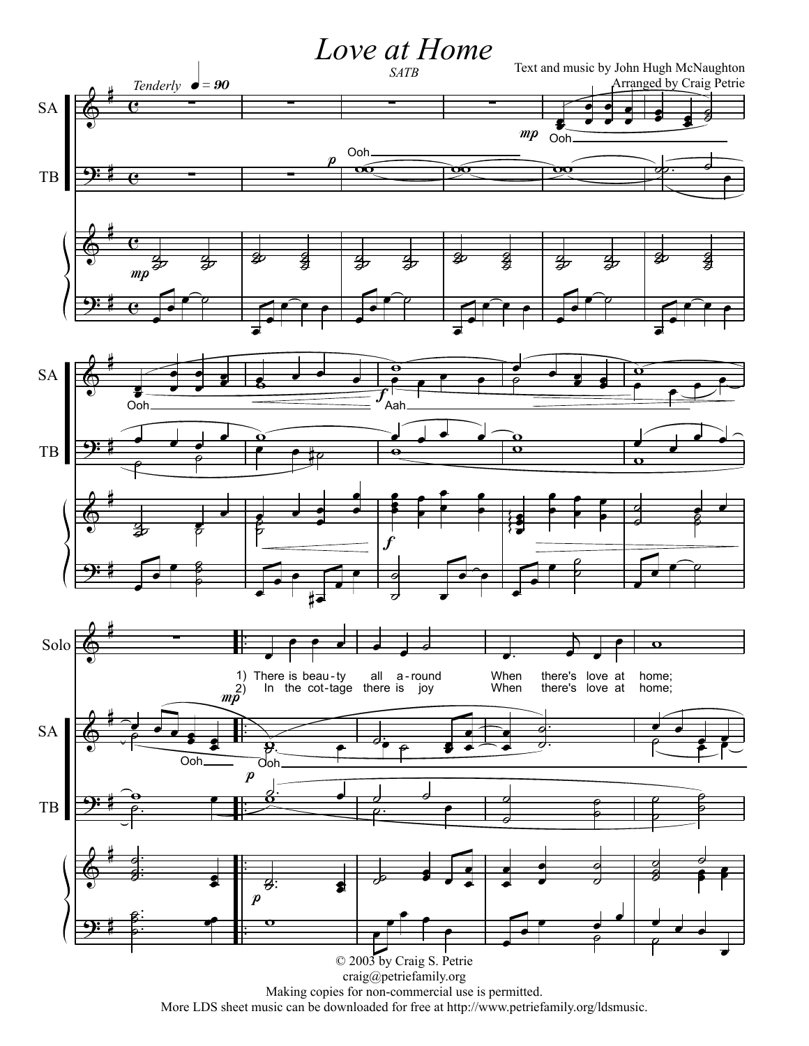# Love at Home

SATB

Text and music by John Hugh McNaughton
Arranged by Craig Petrie

*Tenderly* ♩ = 90

SA: Ooh ... Ooh ... Aah ... Ooh ... Ooh

TB: Ooh

Solo:
1) There is beau - ty all a - round When there's love at home;
2) In the cot - tage there is joy When there's love at home;

© 2003 by Craig S. Petrie
craig@petriefamily.org
Making copies for non-commercial use is permitted.
More LDS sheet music can be downloaded for free at http://www.petriefamily.org/ldsmusic.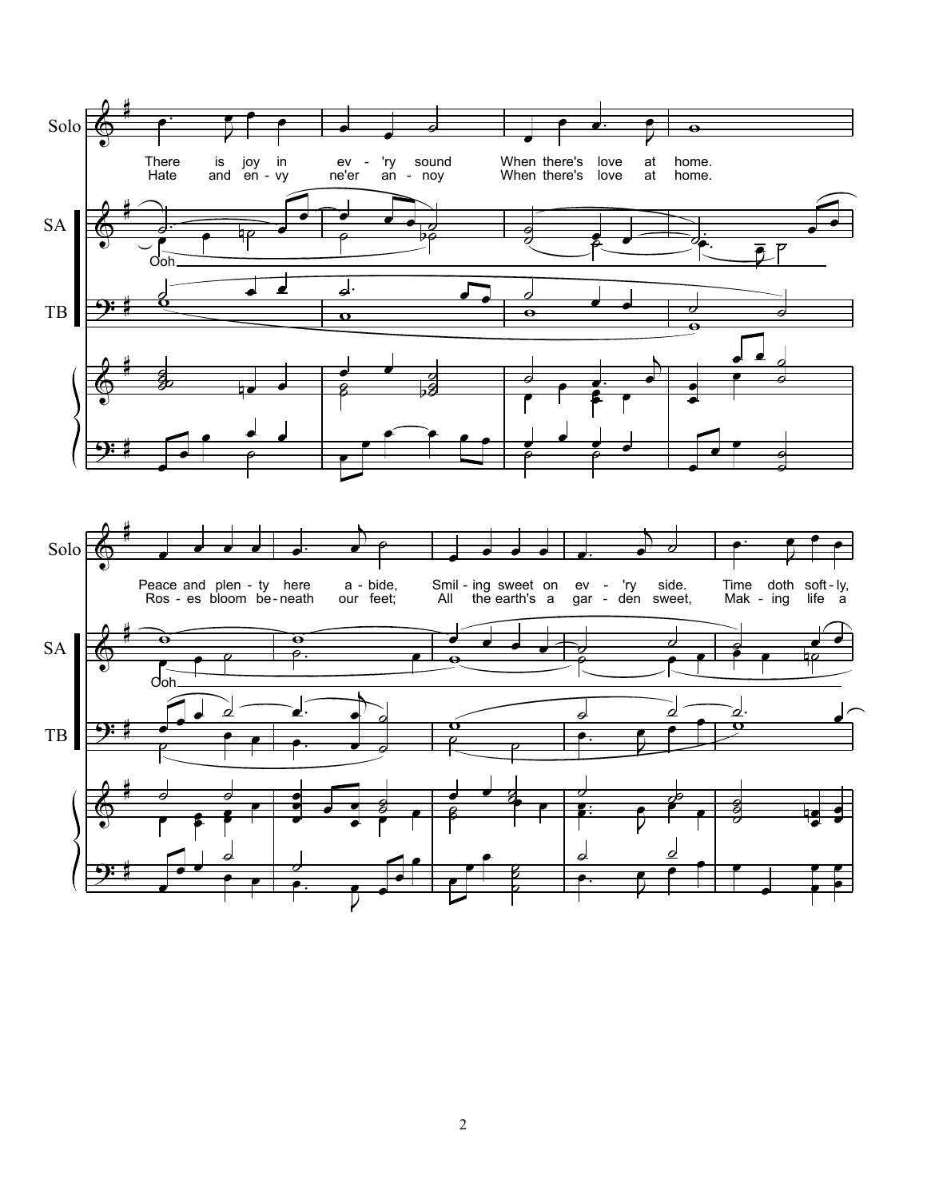Solo

There is joy in ev - 'ry sound When there's love at home.
Hate and en - vy ne'er an - noy When there's love at home.

SA

Ooh

TB

Solo

Peace and plen - ty here a - bide, Smil - ing sweet on ev - 'ry side. Time doth soft - ly,
Ros - es bloom be - neath our feet; All the earth's a gar - den sweet, Mak - ing life a

SA

Ooh

TB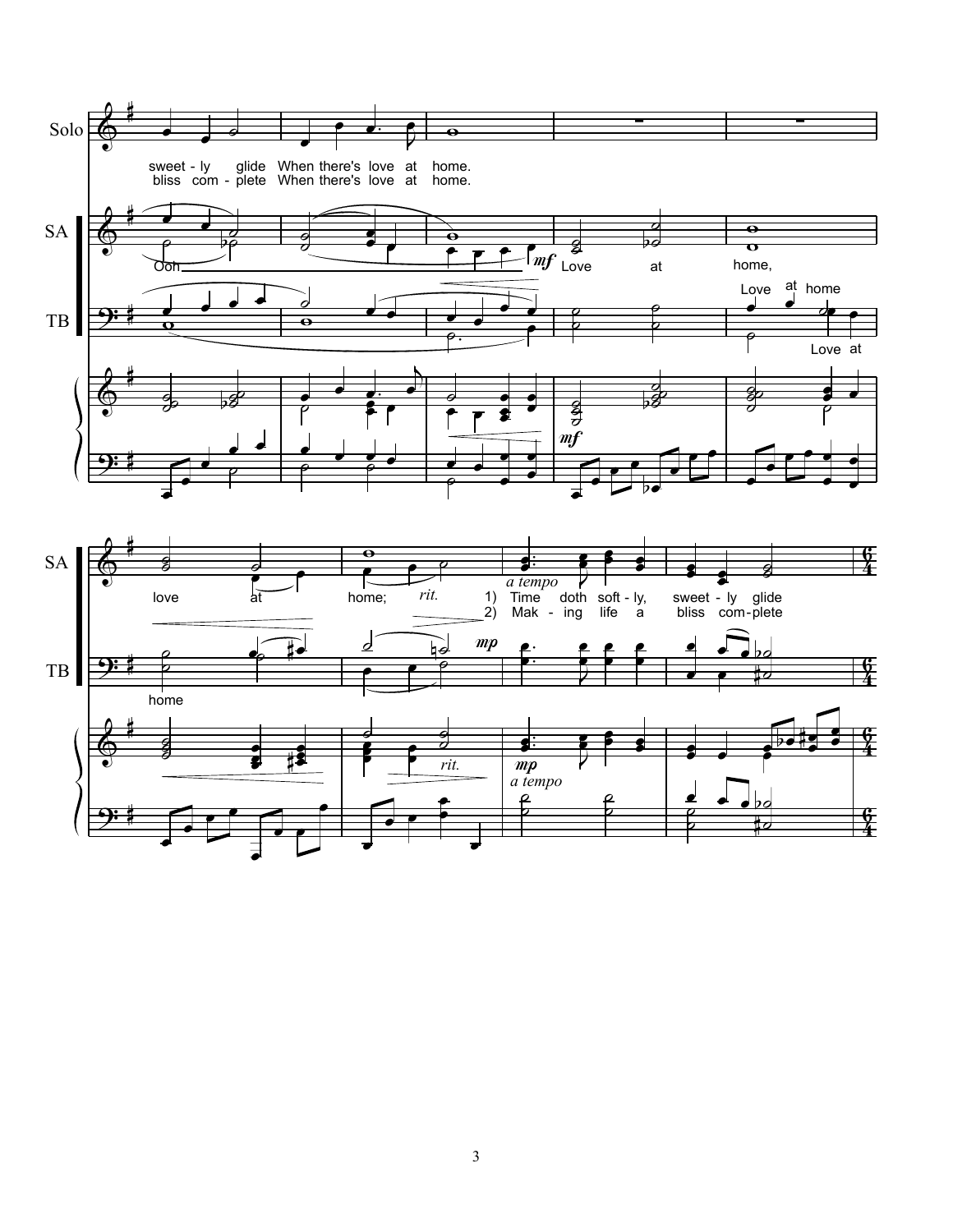Solo

sweet - ly glide When there's love at home.
bliss com - plete When there's love at home.

SA

Ooh *mf* Love at home,

TB

Love at home

Love at

SA

love at home; *rit.* *a tempo*

1) Time doth soft - ly, sweet - ly glide
2) Mak - ing life a bliss com - plete

TB

home *mp*

*mf* *rit.* *mp* *a tempo*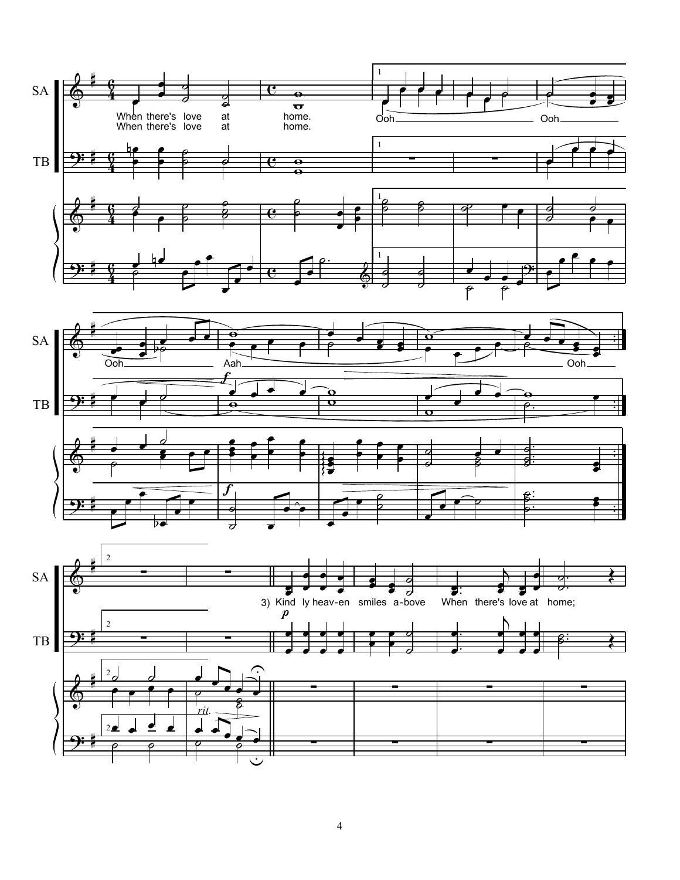SA

TB

When there's love at home.
When there's love at home.

Ooh Ooh

Ooh Aah Ooh

3) Kind ly heav-en smiles a-bove When there's love at home;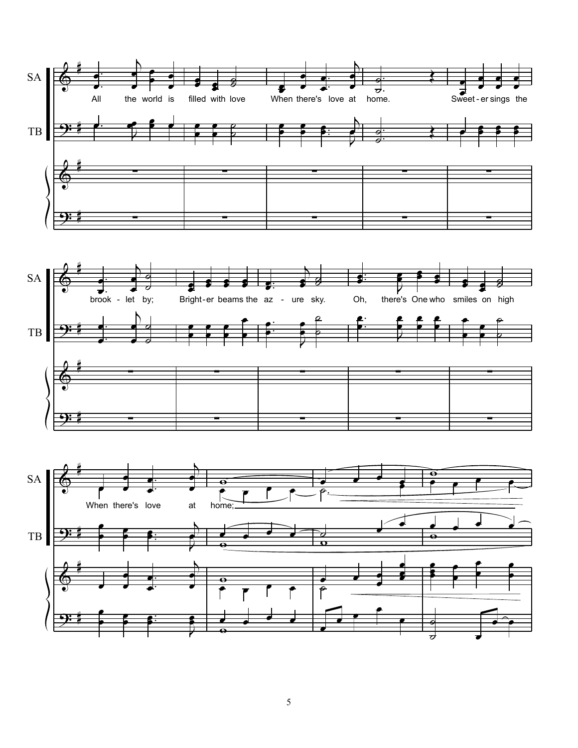SA

All the world is filled with love When there's love at home. Sweet-er sings the

TB

SA

brook-let by; Bright-er beams the az-ure sky. Oh, there's One who smiles on high

TB

SA

When there's love at home;

TB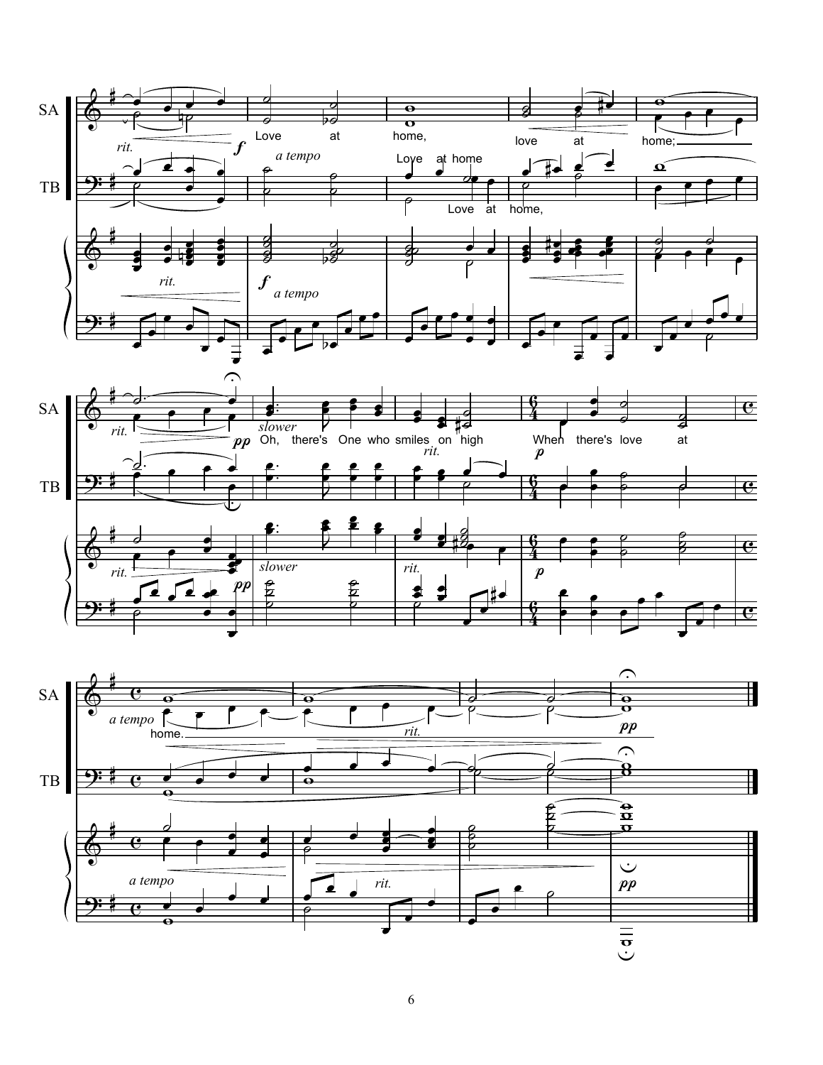SA

TB

rit. *f* a tempo

Love at home, love at home;

Love at home

Love at home,

rit.

*f* a tempo

rit. slower

*pp* Oh, there's One who smiles on high When there's love at

rit. *p*

rit. slower rit. *p*

*pp*

a tempo

home.

rit. *pp*

a tempo rit. *pp*